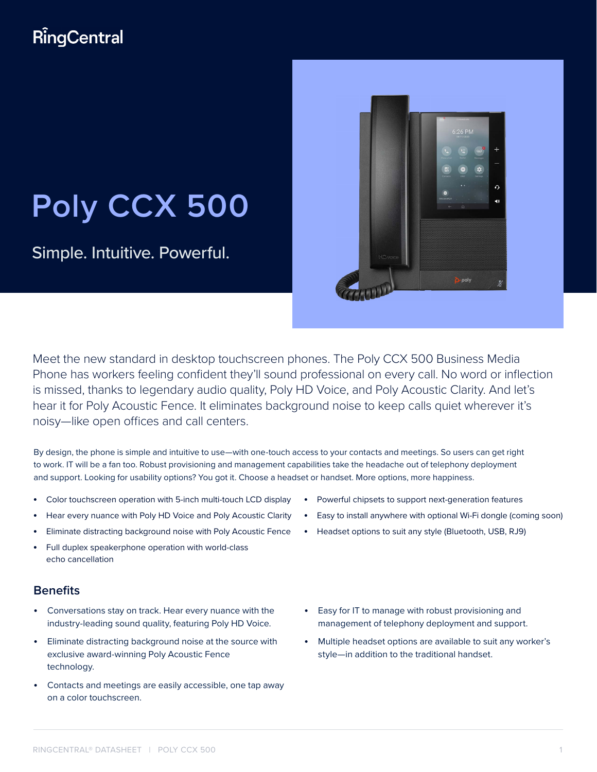RingCentral

# Poly CCX 500

Simple. Intuitive. Powerful.

Meet the new standard in desktop touchscreen phones. The Poly CCX 500 Business Media Phone has workers feeling confident they'll sound professional on every call. No word or inflection is missed, thanks to legendary audio quality, Poly HD Voice, and Poly Acoustic Clarity. And let's hear it for Poly Acoustic Fence. It eliminates background noise to keep calls quiet wherever it's noisy—like open offices and call centers.

By design, the phone is simple and intuitive to use—with one-touch access to your contacts and meetings. So users can get right to work. IT will be a fan too. Robust provisioning and management capabilities take the headache out of telephony deployment and support. Looking for usability options? You got it. Choose a headset or handset. More options, more happiness.

- Color touchscreen operation with 5-inch multi-touch LCD display
- Hear every nuance with Poly HD Voice and Poly Acoustic Clarity
- Eliminate distracting background noise with Poly Acoustic Fence
- Full duplex speakerphone operation with world-class echo cancellation
- Powerful chipsets to support next-generation features
- Easy to install anywhere with optional Wi-Fi dongle (coming soon)
- Headset options to suit any style (Bluetooth, USB, RJ9)

## Benefits

- Conversations stay on track. Hear every nuance with the industry-leading sound quality, featuring Poly HD Voice.
- Eliminate distracting background noise at the source with exclusive award-winning Poly Acoustic Fence technology.
- Contacts and meetings are easily accessible, one tap away on a color touchscreen.
- Easy for IT to manage with robust provisioning and management of telephony deployment and support.
- Multiple headset options are available to suit any worker's style—in addition to the traditional handset.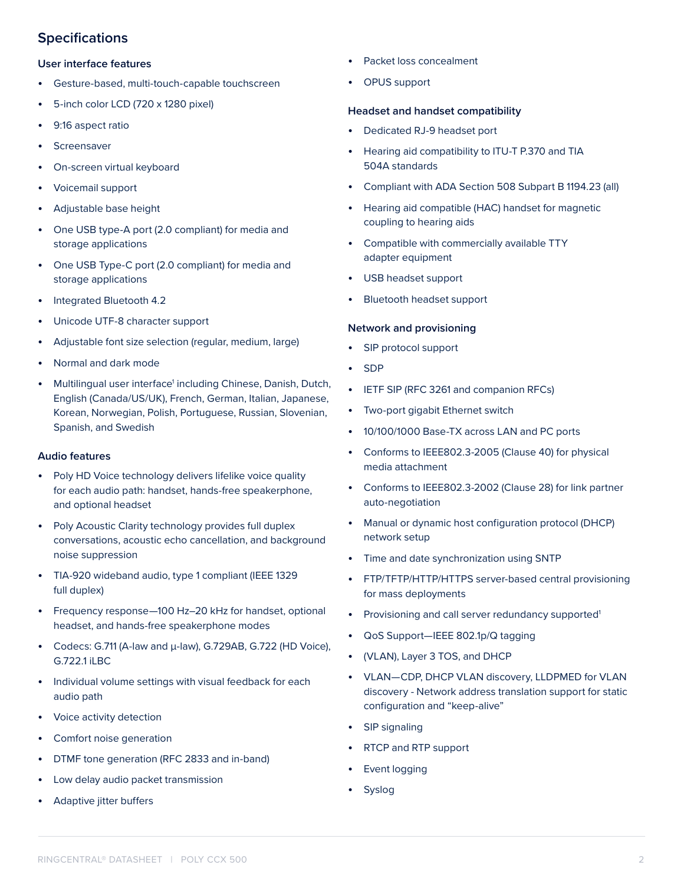## Specifications

### User interface features

- Gesture-based, multi-touch-capable touchscreen
- 5-inch color LCD (720 x 1280 pixel)
- 9:16 aspect ratio
- Screensaver
- On-screen virtual keyboard
- Voicemail support
- Adjustable base height
- One USB type-A port (2.0 compliant) for media and storage applications
- One USB Type-C port (2.0 compliant) for media and storage applications
- Integrated Bluetooth 4.2
- Unicode UTF-8 character support
- Adjustable font size selection (regular, medium, large)
- Normal and dark mode
- Multilingual user interface[1] including Chinese, Danish, Dutch, English (Canada/US/UK), French, German, Italian, Japanese, Korean, Norwegian, Polish, Portuguese, Russian, Slovenian, Spanish, and Swedish

### Audio features

- Poly HD Voice technology delivers lifelike voice quality for each audio path: handset, hands-free speakerphone, and optional headset
- Poly Acoustic Clarity technology provides full duplex conversations, acoustic echo cancellation, and background noise suppression
- TIA-920 wideband audio, type 1 compliant (IEEE 1329 full duplex)
- Frequency response—100 Hz–20 kHz for handset, optional headset, and hands-free speakerphone modes
- Codecs: G.711 (A-law and μ-law), G.729AB, G.722 (HD Voice), G.722.1 iLBC
- Individual volume settings with visual feedback for each audio path
- Voice activity detection
- Comfort noise generation
- DTMF tone generation (RFC 2833 and in-band)
- Low delay audio packet transmission
- Adaptive jitter buffers
- Packet loss concealment
- OPUS support

### Headset and handset compatibility

- Dedicated RJ-9 headset port
- Hearing aid compatibility to ITU-T P.370 and TIA 504A standards
- Compliant with ADA Section 508 Subpart B 1194.23 (all)
- Hearing aid compatible (HAC) handset for magnetic coupling to hearing aids
- Compatible with commercially available TTY adapter equipment
- USB headset support
- Bluetooth headset support

### Network and provisioning

- SIP protocol support
- SDP
- IETF SIP (RFC 3261 and companion RFCs)
- Two-port gigabit Ethernet switch
- 10/100/1000 Base-TX across LAN and PC ports
- Conforms to IEEE802.3-2005 (Clause 40) for physical media attachment
- Conforms to IEEE802.3-2002 (Clause 28) for link partner auto-negotiation
- Manual or dynamic host configuration protocol (DHCP) network setup
- Time and date synchronization using SNTP
- FTP/TFTP/HTTP/HTTPS server-based central provisioning for mass deployments
- Provisioning and call server redundancy supported[1]
- QoS Support—IEEE 802.1p/Q tagging
- (VLAN), Layer 3 TOS, and DHCP
- VLAN—CDP, DHCP VLAN discovery, LLDPMED for VLAN discovery - Network address translation support for static configuration and "keep-alive"
- SIP signaling
- RTCP and RTP support
- Event logging
- Syslog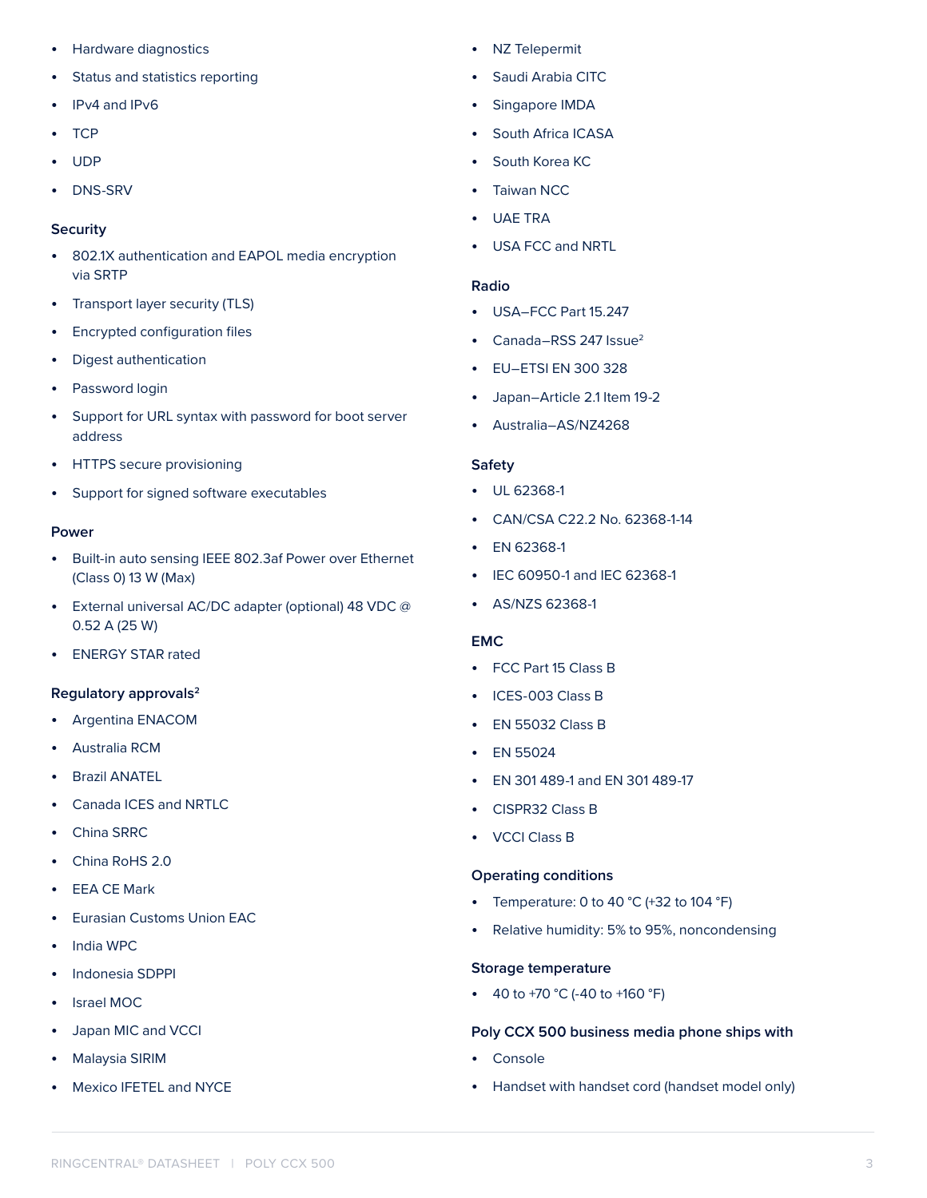- Hardware diagnostics
- Status and statistics reporting
- IPv4 and IPv6
- TCP
- UDP
- DNS-SRV

### Security

- 802.1X authentication and EAPOL media encryption via SRTP
- Transport layer security (TLS)
- Encrypted configuration files
- Digest authentication
- Password login
- Support for URL syntax with password for boot server address
- HTTPS secure provisioning
- Support for signed software executables

### Power

- Built-in auto sensing IEEE 802.3af Power over Ethernet (Class 0) 13 W (Max)
- External universal AC/DC adapter (optional) 48 VDC @ 0.52 A (25 W)
- ENERGY STAR rated

### Regulatory approvals[2]

- Argentina ENACOM
- Australia RCM
- Brazil ANATEL
- Canada ICES and NRTLC
- China SRRC
- China RoHS 2.0
- EEA CE Mark
- Eurasian Customs Union EAC
- India WPC
- Indonesia SDPPI
- Israel MOC
- Japan MIC and VCCI
- Malaysia SIRIM
- Mexico IFETEL and NYCE
- NZ Telepermit
- Saudi Arabia CITC
- Singapore IMDA
- South Africa ICASA
- South Korea KC
- Taiwan NCC
- UAE TRA
- USA FCC and NRTL

### Radio

- USA–FCC Part 15.247
- Canada–RSS 247 Issue[2]
- EU–ETSI EN 300 328
- Japan–Article 2.1 Item 19-2
- Australia–AS/NZ4268

### Safety

- UL 62368-1
- CAN/CSA C22.2 No. 62368-1-14
- EN 62368-1
- IEC 60950-1 and IEC 62368-1
- AS/NZS 62368-1

### EMC

- FCC Part 15 Class B
- ICES-003 Class B
- EN 55032 Class B
- EN 55024
- EN 301 489-1 and EN 301 489-17
- CISPR32 Class B
- VCCI Class B

### Operating conditions

- Temperature: 0 to 40 °C (+32 to 104 °F)
- Relative humidity: 5% to 95%, noncondensing

### Storage temperature

- 40 to +70 °C (-40 to +160 °F)

### Poly CCX 500 business media phone ships with

- Console
- Handset with handset cord (handset model only)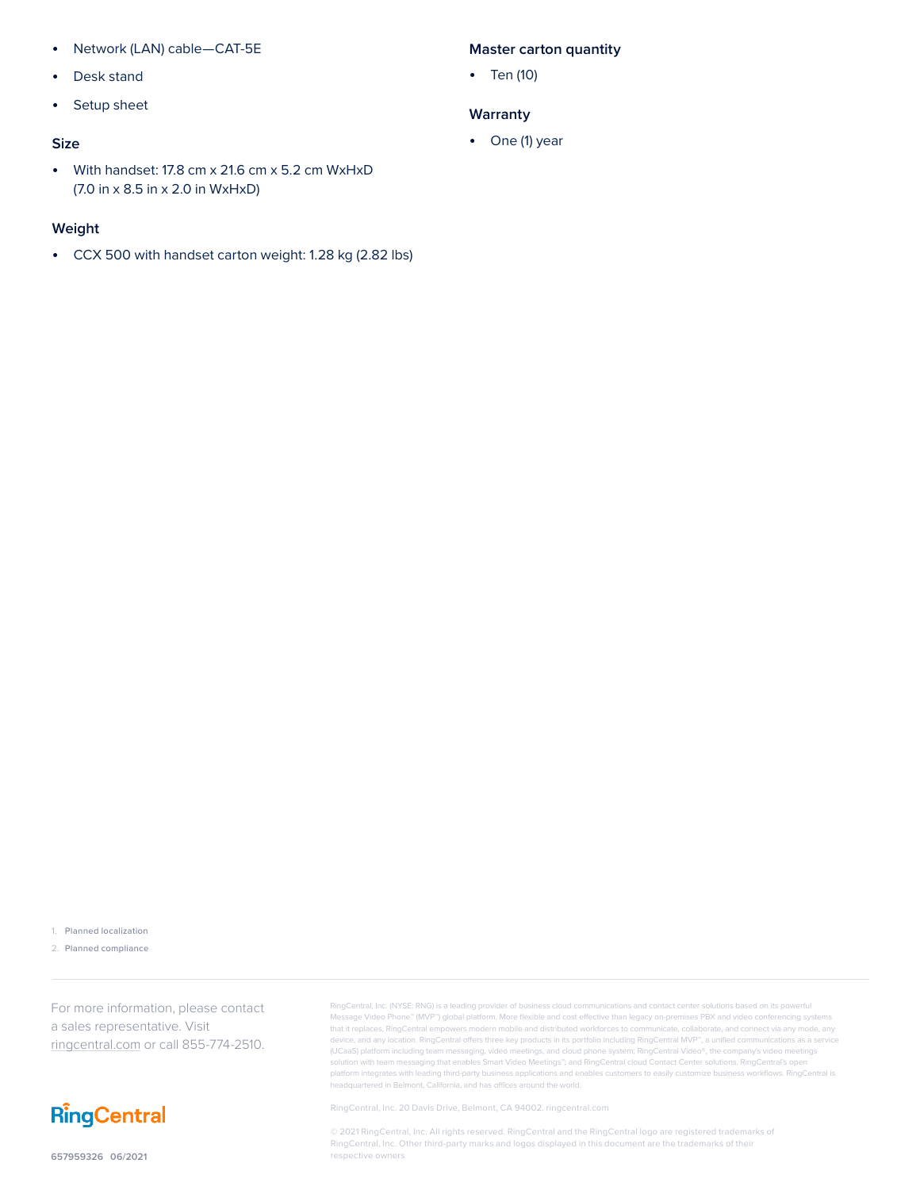- Network (LAN) cable—CAT-5E
- Desk stand
- Setup sheet

### Size

- With handset: 17.8 cm x 21.6 cm x 5.2 cm WxHxD (7.0 in x 8.5 in x 2.0 in WxHxD)

### Weight

- CCX 500 with handset carton weight: 1.28 kg (2.82 lbs)

### Master carton quantity

- Ten (10)

### Warranty

- One (1) year

1. Planned localization
2. Planned compliance

For more information, please contact a sales representative. Visit ringcentral.com or call 855-774-2510.

RingCentral, Inc. (NYSE: RNG) is a leading provider of business cloud communications and contact center solutions based on its powerful Message Video Phone™ (MVP™) global platform. More flexible and cost effective than legacy on-premises PBX and video conferencing systems that it replaces, RingCentral empowers modern mobile and distributed workforces to communicate, collaborate, and connect via any mode, any device, and any location. RingCentral offers three key products in its portfolio including RingCentral MVP™, a unified communications as a service (UCaaS) platform including team messaging, video meetings, and cloud phone system; RingCentral Video®, the company's video meetings solution with team messaging that enables Smart Video Meetings™; and RingCentral cloud Contact Center solutions. RingCentral's open platform integrates with leading third-party business applications and enables customers to easily customize business workflows. RingCentral is headquartered in Belmont, California, and has offices around the world.

RingCentral, Inc. 20 Davis Drive, Belmont, CA 94002. ringcentral.com

© 2021 RingCentral, Inc. All rights reserved. RingCentral and the RingCentral logo are registered trademarks of RingCentral, Inc. Other third-party marks and logos displayed in this document are the trademarks of their respective owners

RingCentral

657959326 06/2021